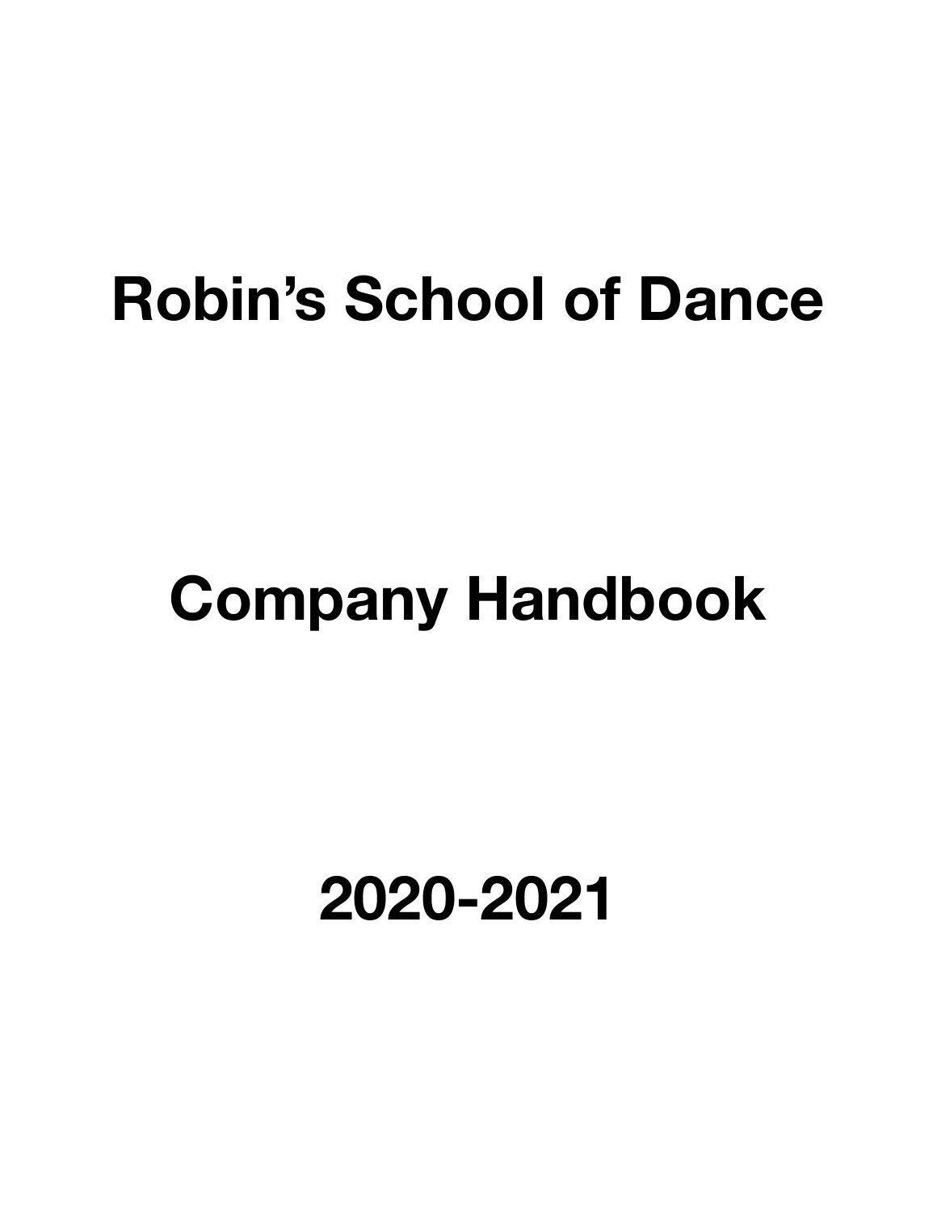# Robin's School of Dance

# Company Handbook

# 2020-2021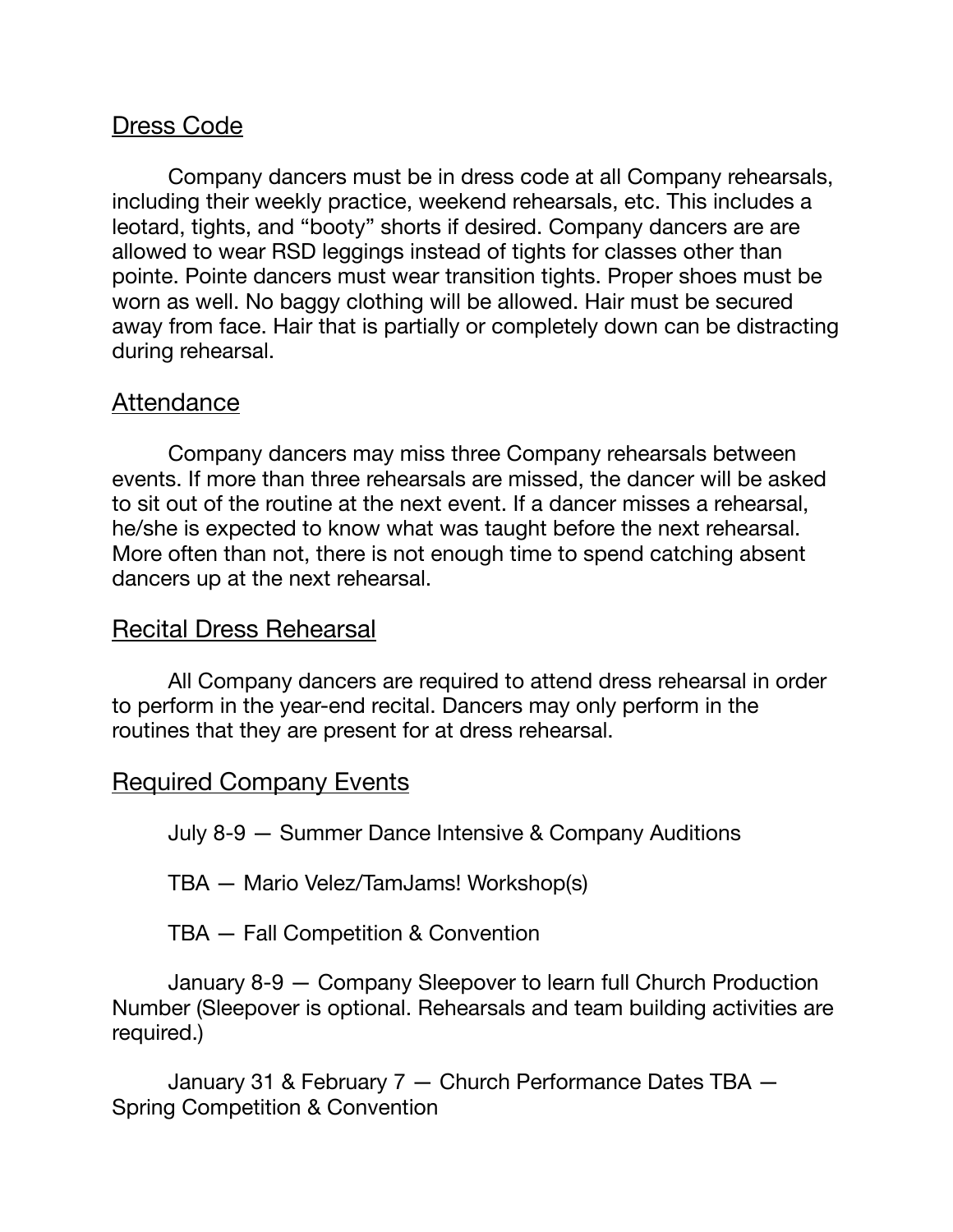## Dress Code

Company dancers must be in dress code at all Company rehearsals, including their weekly practice, weekend rehearsals, etc. This includes a leotard, tights, and “booty” shorts if desired. Company dancers are are allowed to wear RSD leggings instead of tights for classes other than pointe. Pointe dancers must wear transition tights. Proper shoes must be worn as well. No baggy clothing will be allowed. Hair must be secured away from face. Hair that is partially or completely down can be distracting during rehearsal.

## Attendance

Company dancers may miss three Company rehearsals between events. If more than three rehearsals are missed, the dancer will be asked to sit out of the routine at the next event. If a dancer misses a rehearsal, he/she is expected to know what was taught before the next rehearsal. More often than not, there is not enough time to spend catching absent dancers up at the next rehearsal.

## Recital Dress Rehearsal

All Company dancers are required to attend dress rehearsal in order to perform in the year-end recital. Dancers may only perform in the routines that they are present for at dress rehearsal.

## Required Company Events

July 8-9 — Summer Dance Intensive & Company Auditions

TBA — Mario Velez/TamJams! Workshop(s)

TBA — Fall Competition & Convention

January 8-9 — Company Sleepover to learn full Church Production Number (Sleepover is optional. Rehearsals and team building activities are required.)

January 31 & February 7 — Church Performance Dates TBA — Spring Competition & Convention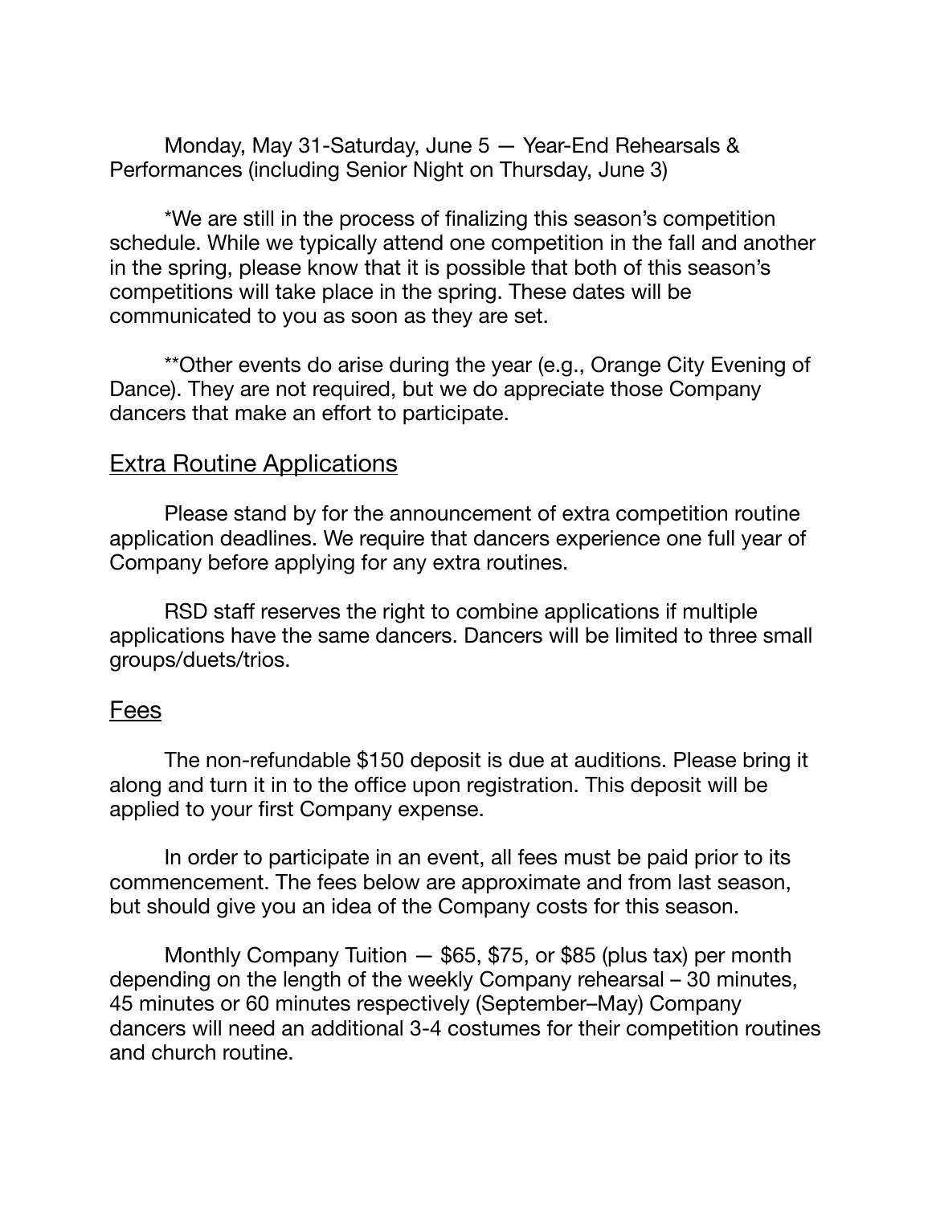Monday, May 31-Saturday, June 5 — Year-End Rehearsals & Performances (including Senior Night on Thursday, June 3)

*We are still in the process of finalizing this season's competition schedule. While we typically attend one competition in the fall and another in the spring, please know that it is possible that both of this season's competitions will take place in the spring. These dates will be communicated to you as soon as they are set.

**Other events do arise during the year (e.g., Orange City Evening of Dance). They are not required, but we do appreciate those Company dancers that make an effort to participate.

## Extra Routine Applications

Please stand by for the announcement of extra competition routine application deadlines. We require that dancers experience one full year of Company before applying for any extra routines.

RSD staff reserves the right to combine applications if multiple applications have the same dancers. Dancers will be limited to three small groups/duets/trios.

## Fees

The non-refundable $150 deposit is due at auditions. Please bring it along and turn it in to the office upon registration. This deposit will be applied to your first Company expense.

In order to participate in an event, all fees must be paid prior to its commencement. The fees below are approximate and from last season, but should give you an idea of the Company costs for this season.

Monthly Company Tuition — $65, $75, or $85 (plus tax) per month depending on the length of the weekly Company rehearsal – 30 minutes, 45 minutes or 60 minutes respectively (September–May) Company dancers will need an additional 3-4 costumes for their competition routines and church routine.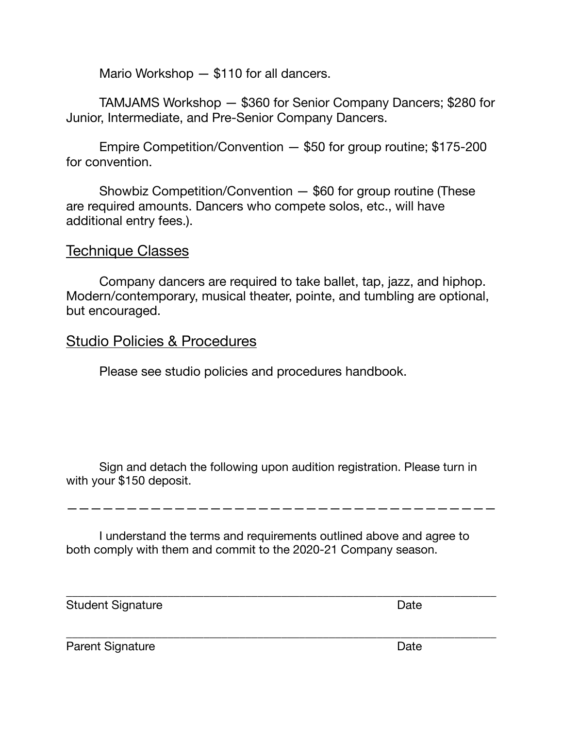Mario Workshop — $110 for all dancers.

TAMJAMS Workshop — $360 for Senior Company Dancers; $280 for Junior, Intermediate, and Pre-Senior Company Dancers.

Empire Competition/Convention — $50 for group routine; $175-200 for convention.

Showbiz Competition/Convention — $60 for group routine (These are required amounts. Dancers who compete solos, etc., will have additional entry fees.).

## Technique Classes

Company dancers are required to take ballet, tap, jazz, and hiphop. Modern/contemporary, musical theater, pointe, and tumbling are optional, but encouraged.

## Studio Policies & Procedures

Please see studio policies and procedures handbook.

Sign and detach the following upon audition registration. Please turn in with your $150 deposit.

— — — — — — — — — — — — — — — — — — — — — — — — — — — — — — — — — — — — — —

I understand the terms and requirements outlined above and agree to both comply with them and commit to the 2020-21 Company season.

\_\_\_\_\_\_\_\_\_\_\_\_\_\_\_\_\_\_\_\_\_\_\_\_\_\_\_\_\_\_\_\_\_\_\_\_\_\_\_\_\_\_\_\_\_\_\_\_\_\_\_\_\_\_\_\_\_\_\_\_

Student Signature Date

\_\_\_\_\_\_\_\_\_\_\_\_\_\_\_\_\_\_\_\_\_\_\_\_\_\_\_\_\_\_\_\_\_\_\_\_\_\_\_\_\_\_\_\_\_\_\_\_\_\_\_\_\_\_\_\_\_\_\_\_

Parent Signature Date